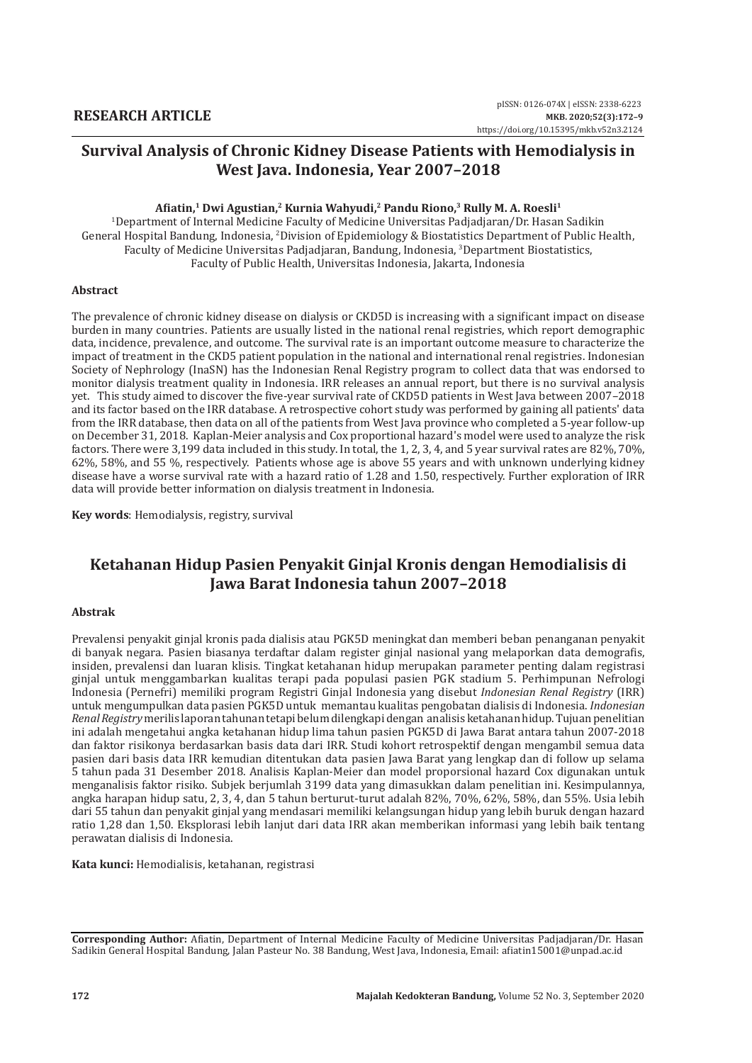**RESEARCH ARTICLE**

# Survival Analysis of Chronic Kidney Disease Patients with Hemodialysis in West Java. Indonesia, Year 2007–2018

**Afiatin,[1] Dwi Agustian,[2] Kurnia Wahyudi,[2] Pandu Riono,[3] Rully M. A. Roesli[1]**

[1]Department of Internal Medicine Faculty of Medicine Universitas Padjadjaran/Dr. Hasan Sadikin General Hospital Bandung, Indonesia, [2]Division of Epidemiology & Biostatistics Department of Public Health, Faculty of Medicine Universitas Padjadjaran, Bandung, Indonesia, [3]Department Biostatistics, Faculty of Public Health, Universitas Indonesia, Jakarta, Indonesia

## Abstract

The prevalence of chronic kidney disease on dialysis or CKD5D is increasing with a significant impact on disease burden in many countries. Patients are usually listed in the national renal registries, which report demographic data, incidence, prevalence, and outcome. The survival rate is an important outcome measure to characterize the impact of treatment in the CKD5 patient population in the national and international renal registries. Indonesian Society of Nephrology (InaSN) has the Indonesian Renal Registry program to collect data that was endorsed to monitor dialysis treatment quality in Indonesia. IRR releases an annual report, but there is no survival analysis yet. This study aimed to discover the five-year survival rate of CKD5D patients in West Java between 2007–2018 and its factor based on the IRR database. A retrospective cohort study was performed by gaining all patients' data from the IRR database, then data on all of the patients from West Java province who completed a 5-year follow-up on December 31, 2018. Kaplan-Meier analysis and Cox proportional hazard's model were used to analyze the risk factors. There were 3,199 data included in this study. In total, the 1, 2, 3, 4, and 5 year survival rates are 82%, 70%, 62%, 58%, and 55 %, respectively. Patients whose age is above 55 years and with unknown underlying kidney disease have a worse survival rate with a hazard ratio of 1.28 and 1.50, respectively. Further exploration of IRR data will provide better information on dialysis treatment in Indonesia.

**Key words**: Hemodialysis, registry, survival

# Ketahanan Hidup Pasien Penyakit Ginjal Kronis dengan Hemodialisis di Jawa Barat Indonesia tahun 2007–2018

## Abstrak

Prevalensi penyakit ginjal kronis pada dialisis atau PGK5D meningkat dan memberi beban penanganan penyakit di banyak negara. Pasien biasanya terdaftar dalam register ginjal nasional yang melaporkan data demografis, insiden, prevalensi dan luaran klisis. Tingkat ketahanan hidup merupakan parameter penting dalam registrasi ginjal untuk menggambarkan kualitas terapi pada populasi pasien PGK stadium 5. Perhimpunan Nefrologi Indonesia (Pernefri) memiliki program Registri Ginjal Indonesia yang disebut *Indonesian Renal Registry* (IRR) untuk mengumpulkan data pasien PGK5D untuk memantau kualitas pengobatan dialisis di Indonesia. *Indonesian Renal Registry* merilis laporan tahunan tetapi belum dilengkapi dengan analisis ketahanan hidup. Tujuan penelitian ini adalah mengetahui angka ketahanan hidup lima tahun pasien PGK5D di Jawa Barat antara tahun 2007-2018 dan faktor risikonya berdasarkan basis data dari IRR. Studi kohort retrospektif dengan mengambil semua data pasien dari basis data IRR kemudian ditentukan data pasien Jawa Barat yang lengkap dan di follow up selama 5 tahun pada 31 Desember 2018. Analisis Kaplan-Meier dan model proporsional hazard Cox digunakan untuk menganalisis faktor risiko. Subjek berjumlah 3199 data yang dimasukkan dalam penelitian ini. Kesimpulannya, angka harapan hidup satu, 2, 3, 4, dan 5 tahun berturut-turut adalah 82%, 70%, 62%, 58%, dan 55%. Usia lebih dari 55 tahun dan penyakit ginjal yang mendasari memiliki kelangsungan hidup yang lebih buruk dengan hazard ratio 1,28 dan 1,50. Eksplorasi lebih lanjut dari data IRR akan memberikan informasi yang lebih baik tentang perawatan dialisis di Indonesia.

**Kata kunci:** Hemodialisis, ketahanan, registrasi

---

**Corresponding Author:** Afiatin, Department of Internal Medicine Faculty of Medicine Universitas Padjadjaran/Dr. Hasan Sadikin General Hospital Bandung, Jalan Pasteur No. 38 Bandung, West Java, Indonesia, Email: afiatin15001@unpad.ac.id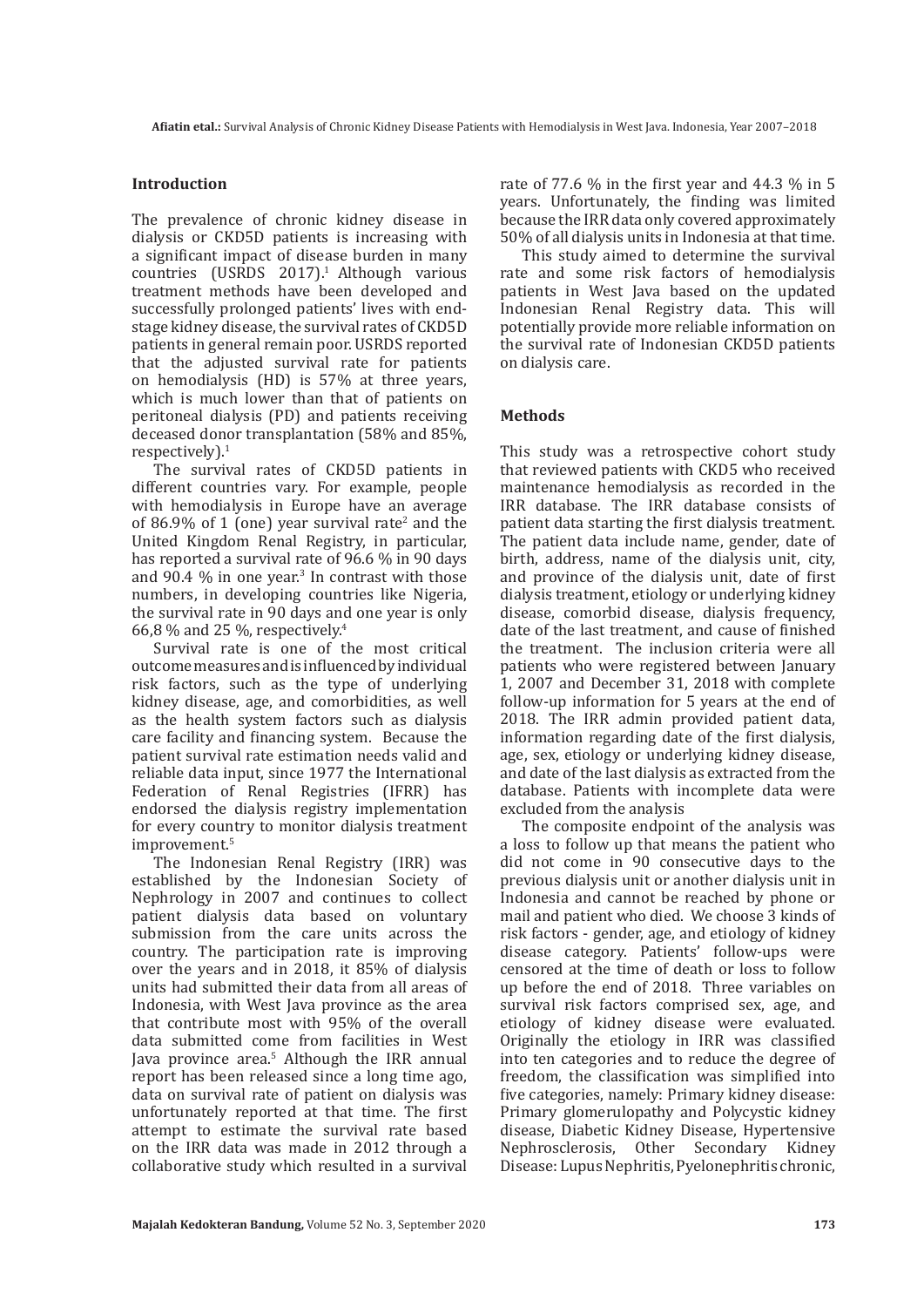## Introduction

The prevalence of chronic kidney disease in dialysis or CKD5D patients is increasing with a significant impact of disease burden in many countries (USRDS 2017).[1] Although various treatment methods have been developed and successfully prolonged patients' lives with end-stage kidney disease, the survival rates of CKD5D patients in general remain poor. USRDS reported that the adjusted survival rate for patients on hemodialysis (HD) is 57% at three years, which is much lower than that of patients on peritoneal dialysis (PD) and patients receiving deceased donor transplantation (58% and 85%, respectively).[1]

The survival rates of CKD5D patients in different countries vary. For example, people with hemodialysis in Europe have an average of 86.9% of 1 (one) year survival rate[2] and the United Kingdom Renal Registry, in particular, has reported a survival rate of 96.6 % in 90 days and 90.4 % in one year.[3] In contrast with those numbers, in developing countries like Nigeria, the survival rate in 90 days and one year is only 66,8 % and 25 %, respectively.[4]

Survival rate is one of the most critical outcome measures and is influenced by individual risk factors, such as the type of underlying kidney disease, age, and comorbidities, as well as the health system factors such as dialysis care facility and financing system. Because the patient survival rate estimation needs valid and reliable data input, since 1977 the International Federation of Renal Registries (IFRR) has endorsed the dialysis registry implementation for every country to monitor dialysis treatment improvement.[5]

The Indonesian Renal Registry (IRR) was established by the Indonesian Society of Nephrology in 2007 and continues to collect patient dialysis data based on voluntary submission from the care units across the country. The participation rate is improving over the years and in 2018, it 85% of dialysis units had submitted their data from all areas of Indonesia, with West Java province as the area that contribute most with 95% of the overall data submitted come from facilities in West Java province area.[5] Although the IRR annual report has been released since a long time ago, data on survival rate of patient on dialysis was unfortunately reported at that time. The first attempt to estimate the survival rate based on the IRR data was made in 2012 through a collaborative study which resulted in a survival rate of 77.6 % in the first year and 44.3 % in 5 years. Unfortunately, the finding was limited because the IRR data only covered approximately 50% of all dialysis units in Indonesia at that time.

This study aimed to determine the survival rate and some risk factors of hemodialysis patients in West Java based on the updated Indonesian Renal Registry data. This will potentially provide more reliable information on the survival rate of Indonesian CKD5D patients on dialysis care.

## Methods

This study was a retrospective cohort study that reviewed patients with CKD5 who received maintenance hemodialysis as recorded in the IRR database. The IRR database consists of patient data starting the first dialysis treatment. The patient data include name, gender, date of birth, address, name of the dialysis unit, city, and province of the dialysis unit, date of first dialysis treatment, etiology or underlying kidney disease, comorbid disease, dialysis frequency, date of the last treatment, and cause of finished the treatment. The inclusion criteria were all patients who were registered between January 1, 2007 and December 31, 2018 with complete follow-up information for 5 years at the end of 2018. The IRR admin provided patient data, information regarding date of the first dialysis, age, sex, etiology or underlying kidney disease, and date of the last dialysis as extracted from the database. Patients with incomplete data were excluded from the analysis

The composite endpoint of the analysis was a loss to follow up that means the patient who did not come in 90 consecutive days to the previous dialysis unit or another dialysis unit in Indonesia and cannot be reached by phone or mail and patient who died. We choose 3 kinds of risk factors - gender, age, and etiology of kidney disease category. Patients' follow-ups were censored at the time of death or loss to follow up before the end of 2018. Three variables on survival risk factors comprised sex, age, and etiology of kidney disease were evaluated. Originally the etiology in IRR was classified into ten categories and to reduce the degree of freedom, the classification was simplified into five categories, namely: Primary kidney disease: Primary glomerulopathy and Polycystic kidney disease, Diabetic Kidney Disease, Hypertensive Nephrosclerosis, Other Secondary Kidney Disease: Lupus Nephritis, Pyelonephritis chronic,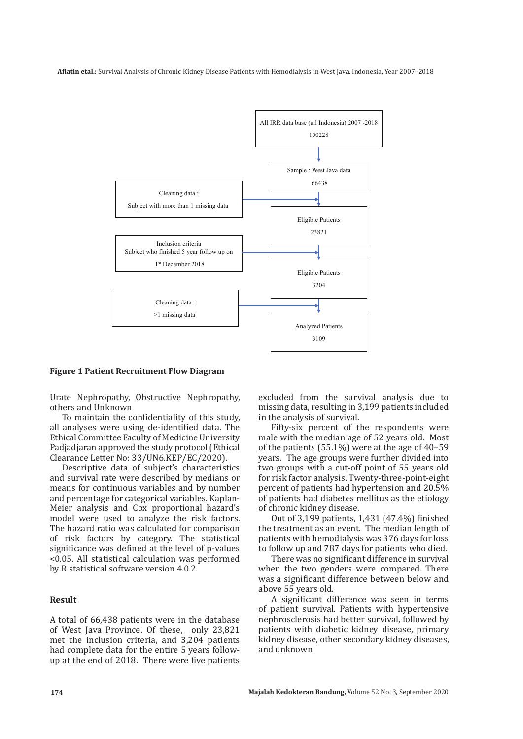All IRR data base (all Indonesia) 2007 -2018
150228

Sample : West Java data
66438

Cleaning data :
Subject with more than 1 missing data

Eligible Patients
23821

Inclusion criteria
Subject who finished 5 year follow up on
1st December 2018

Eligible Patients
3204

Cleaning data :
>1 missing data

Analyzed Patients
3109

**Figure 1 Patient Recruitment Flow Diagram**

Urate Nephropathy, Obstructive Nephropathy, others and Unknown

To maintain the confidentiality of this study, all analyses were using de-identified data. The Ethical Committee Faculty of Medicine University Padjadjaran approved the study protocol (Ethical Clearance Letter No: 33/UN6.KEP/EC/2020).

Descriptive data of subject's characteristics and survival rate were described by medians or means for continuous variables and by number and percentage for categorical variables. Kaplan-Meier analysis and Cox proportional hazard's model were used to analyze the risk factors. The hazard ratio was calculated for comparison of risk factors by category. The statistical significance was defined at the level of p-values <0.05. All statistical calculation was performed by R statistical software version 4.0.2.

## Result

A total of 66,438 patients were in the database of West Java Province. Of these, only 23,821 met the inclusion criteria, and 3,204 patients had complete data for the entire 5 years follow-up at the end of 2018. There were five patients excluded from the survival analysis due to missing data, resulting in 3,199 patients included in the analysis of survival.

Fifty-six percent of the respondents were male with the median age of 52 years old. Most of the patients (55.1%) were at the age of 40–59 years. The age groups were further divided into two groups with a cut-off point of 55 years old for risk factor analysis. Twenty-three-point-eight percent of patients had hypertension and 20.5% of patients had diabetes mellitus as the etiology of chronic kidney disease.

Out of 3,199 patients, 1,431 (47.4%) finished the treatment as an event. The median length of patients with hemodialysis was 376 days for loss to follow up and 787 days for patients who died.

There was no significant difference in survival when the two genders were compared. There was a significant difference between below and above 55 years old.

A significant difference was seen in terms of patient survival. Patients with hypertensive nephrosclerosis had better survival, followed by patients with diabetic kidney disease, primary kidney disease, other secondary kidney diseases, and unknown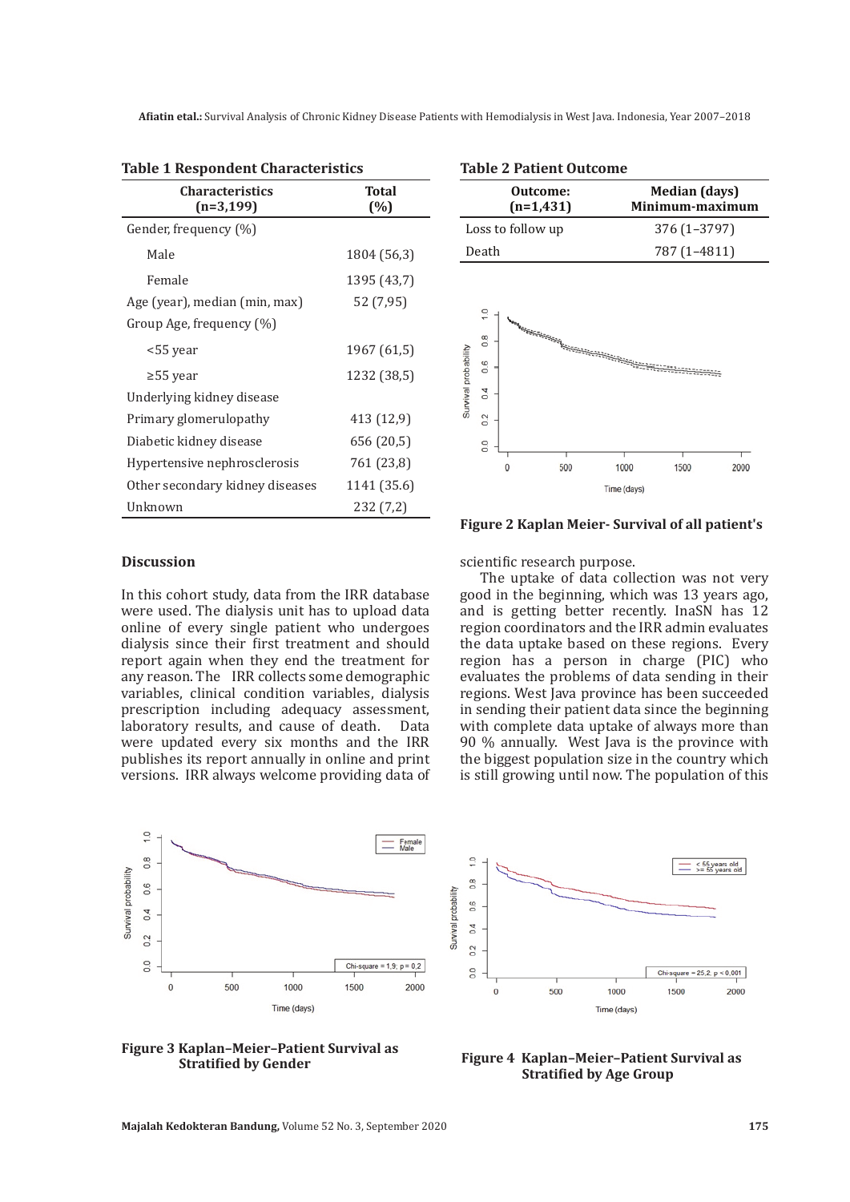**Table 1 Respondent Characteristics**

| Characteristics (n=3,199) | Total (%) |
|---|---|
| Gender, frequency (%) | |
| Male | 1804 (56,3) |
| Female | 1395 (43,7) |
| Age (year), median (min, max) | 52 (7,95) |
| Group Age, frequency (%) | |
| <55 year | 1967 (61,5) |
| ≥55 year | 1232 (38,5) |
| Underlying kidney disease | |
| Primary glomerulopathy | 413 (12,9) |
| Diabetic kidney disease | 656 (20,5) |
| Hypertensive nephrosclerosis | 761 (23,8) |
| Other secondary kidney diseases | 1141 (35.6) |
| Unknown | 232 (7,2) |

**Table 2 Patient Outcome**

| Outcome: (n=1,431) | Median (days) Minimum-maximum |
|---|---|
| Loss to follow up | 376 (1–3797) |
| Death | 787 (1–4811) |

**Figure 2 Kaplan Meier- Survival of all patient's**

## Discussion

In this cohort study, data from the IRR database were used. The dialysis unit has to upload data online of every single patient who undergoes dialysis since their first treatment and should report again when they end the treatment for any reason. The IRR collects some demographic variables, clinical condition variables, dialysis prescription including adequacy assessment, laboratory results, and cause of death. Data were updated every six months and the IRR publishes its report annually in online and print versions. IRR always welcome providing data of scientific research purpose.

The uptake of data collection was not very good in the beginning, which was 13 years ago, and is getting better recently. InaSN has 12 region coordinators and the IRR admin evaluates the data uptake based on these regions. Every region has a person in charge (PIC) who evaluates the problems of data sending in their regions. West Java province has been succeeded in sending their patient data since the beginning with complete data uptake of always more than 90 % annually. West Java is the province with the biggest population size in the country which is still growing until now. The population of this

**Figure 3 Kaplan–Meier–Patient Survival as Stratified by Gender**

**Figure 4 Kaplan–Meier–Patient Survival as Stratified by Age Group**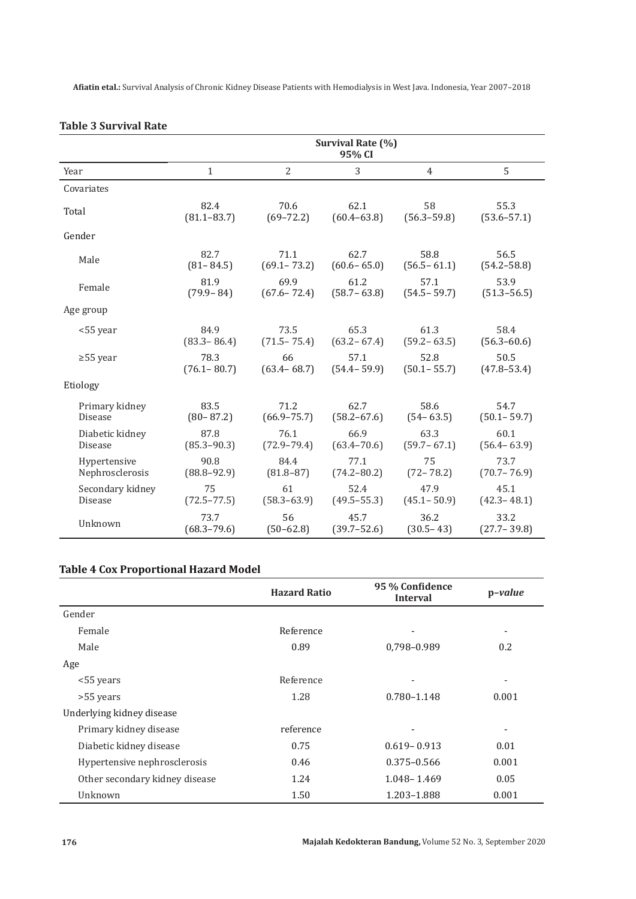**Table 3 Survival Rate**

| Year | Survival Rate (%) 95% CI | | | | |
|---|---|---|---|---|---|
| | 1 | 2 | 3 | 4 | 5 |
| Covariates | | | | | |
| Total | 82.4 (81.1–83.7) | 70.6 (69–72.2) | 62.1 (60.4–63.8) | 58 (56.3–59.8) | 55.3 (53.6–57.1) |
| Gender | | | | | |
| Male | 82.7 (81– 84.5) | 71.1 (69.1– 73.2) | 62.7 (60.6– 65.0) | 58.8 (56.5– 61.1) | 56.5 (54.2–58.8) |
| Female | 81.9 (79.9– 84) | 69.9 (67.6– 72.4) | 61.2 (58.7– 63.8) | 57.1 (54.5– 59.7) | 53.9 (51.3–56.5) |
| Age group | | | | | |
| <55 year | 84.9 (83.3– 86.4) | 73.5 (71.5– 75.4) | 65.3 (63.2– 67.4) | 61.3 (59.2– 63.5) | 58.4 (56.3–60.6) |
| ≥55 year | 78.3 (76.1– 80.7) | 66 (63.4– 68.7) | 57.1 (54.4– 59.9) | 52.8 (50.1– 55.7) | 50.5 (47.8–53.4) |
| Etiology | | | | | |
| Primary kidney Disease | 83.5 (80– 87.2) | 71.2 (66.9–75.7) | 62.7 (58.2–67.6) | 58.6 (54– 63.5) | 54.7 (50.1– 59.7) |
| Diabetic kidney Disease | 87.8 (85.3–90.3) | 76.1 (72.9–79.4) | 66.9 (63.4–70.6) | 63.3 (59.7– 67.1) | 60.1 (56.4– 63.9) |
| Hypertensive Nephrosclerosis | 90.8 (88.8–92.9) | 84.4 (81.8–87) | 77.1 (74.2–80.2) | 75 (72– 78.2) | 73.7 (70.7– 76.9) |
| Secondary kidney Disease | 75 (72.5–77.5) | 61 (58.3–63.9) | 52.4 (49.5–55.3) | 47.9 (45.1– 50.9) | 45.1 (42.3– 48.1) |
| Unknown | 73.7 (68.3–79.6) | 56 (50–62.8) | 45.7 (39.7–52.6) | 36.2 (30.5– 43) | 33.2 (27.7– 39.8) |

**Table 4 Cox Proportional Hazard Model**

| | Hazard Ratio | 95 % Confidence Interval | p–*value* |
|---|---|---|---|
| Gender | | | |
| Female | Reference | - | - |
| Male | 0.89 | 0,798–0.989 | 0.2 |
| Age | | | |
| <55 years | Reference | - | - |
| >55 years | 1.28 | 0.780–1.148 | 0.001 |
| Underlying kidney disease | | | |
| Primary kidney disease | reference | - | - |
| Diabetic kidney disease | 0.75 | 0.619– 0.913 | 0.01 |
| Hypertensive nephrosclerosis | 0.46 | 0.375–0.566 | 0.001 |
| Other secondary kidney disease | 1.24 | 1.048– 1.469 | 0.05 |
| Unknown | 1.50 | 1.203–1.888 | 0.001 |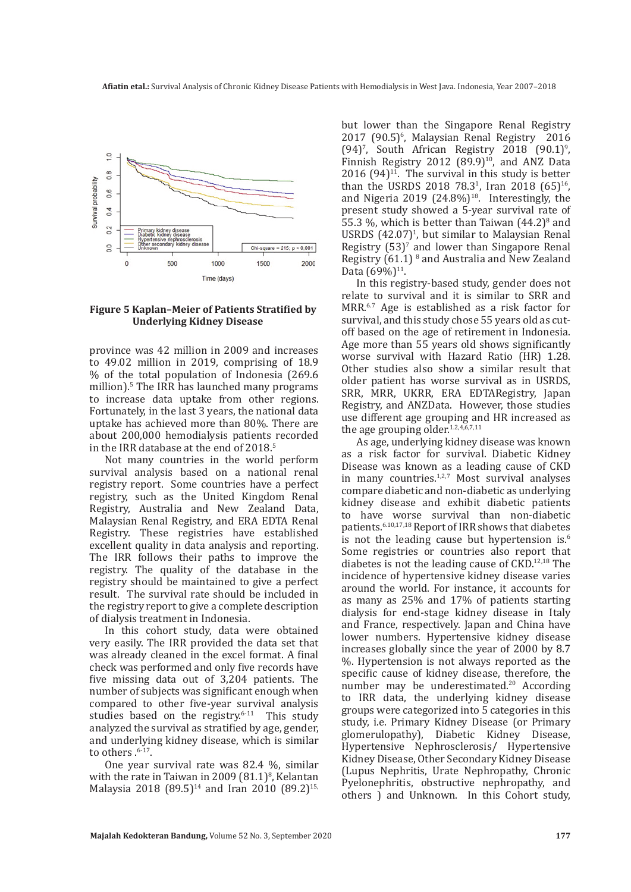**Figure 5 Kaplan–Meier of Patients Stratified by Underlying Kidney Disease**

province was 42 million in 2009 and increases to 49.02 million in 2019, comprising of 18.9 % of the total population of Indonesia (269.6 million).[5] The IRR has launched many programs to increase data uptake from other regions. Fortunately, in the last 3 years, the national data uptake has achieved more than 80%. There are about 200,000 hemodialysis patients recorded in the IRR database at the end of 2018.[5]

Not many countries in the world perform survival analysis based on a national renal registry report. Some countries have a perfect registry, such as the United Kingdom Renal Registry, Australia and New Zealand Data, Malaysian Renal Registry, and ERA EDTA Renal Registry. These registries have established excellent quality in data analysis and reporting. The IRR follows their paths to improve the registry. The quality of the database in the registry should be maintained to give a perfect result. The survival rate should be included in the registry report to give a complete description of dialysis treatment in Indonesia.

In this cohort study, data were obtained very easily. The IRR provided the data set that was already cleaned in the excel format. A final check was performed and only five records have five missing data out of 3,204 patients. The number of subjects was significant enough when compared to other five-year survival analysis studies based on the registry.[6-11] This study analyzed the survival as stratified by age, gender, and underlying kidney disease, which is similar to others .[6-17].

One year survival rate was 82.4 %, similar with the rate in Taiwan in 2009 (81.1)[8], Kelantan Malaysia 2018 (89.5)[14] and Iran 2010 (89.2)[15,] but lower than the Singapore Renal Registry 2017 (90.5)[6], Malaysian Renal Registry 2016 (94)[7], South African Registry 2018 (90.1)[9], Finnish Registry 2012 (89.9)[10], and ANZ Data 2016 (94)[11]. The survival in this study is better than the USRDS 2018 78.3[1], Iran 2018 (65)[16], and Nigeria 2019 (24.8%)[18]. Interestingly, the present study showed a 5-year survival rate of 55.3 %, which is better than Taiwan (44.2)[8] and USRDS (42.07)[1], but similar to Malaysian Renal Registry (53)[7] and lower than Singapore Renal Registry (61.1) [8] and Australia and New Zealand Data (69%)[11].

In this registry-based study, gender does not relate to survival and it is similar to SRR and MRR.[6,7] Age is established as a risk factor for survival, and this study chose 55 years old as cut-off based on the age of retirement in Indonesia. Age more than 55 years old shows significantly worse survival with Hazard Ratio (HR) 1.28. Other studies also show a similar result that older patient has worse survival as in USRDS, SRR, MRR, UKRR, ERA EDTARegistry, Japan Registry, and ANZData. However, those studies use different age grouping and HR increased as the age grouping older.[1,2,4,6,7,11]

As age, underlying kidney disease was known as a risk factor for survival. Diabetic Kidney Disease was known as a leading cause of CKD in many countries.[1,2,7] Most survival analyses compare diabetic and non-diabetic as underlying kidney disease and exhibit diabetic patients to have worse survival than non-diabetic patients.[6,10,17,18] Report of IRR shows that diabetes is not the leading cause but hypertension is.[6] Some registries or countries also report that diabetes is not the leading cause of CKD.[12,18] The incidence of hypertensive kidney disease varies around the world. For instance, it accounts for as many as 25% and 17% of patients starting dialysis for end-stage kidney disease in Italy and France, respectively. Japan and China have lower numbers. Hypertensive kidney disease increases globally since the year of 2000 by 8.7 %. Hypertension is not always reported as the specific cause of kidney disease, therefore, the number may be underestimated.[20] According to IRR data, the underlying kidney disease groups were categorized into 5 categories in this study, i.e. Primary Kidney Disease (or Primary glomerulopathy), Diabetic Kidney Disease, Hypertensive Nephrosclerosis/ Hypertensive Kidney Disease, Other Secondary Kidney Disease (Lupus Nephritis, Urate Nephropathy, Chronic Pyelonephritis, obstructive nephropathy, and others ) and Unknown. In this Cohort study,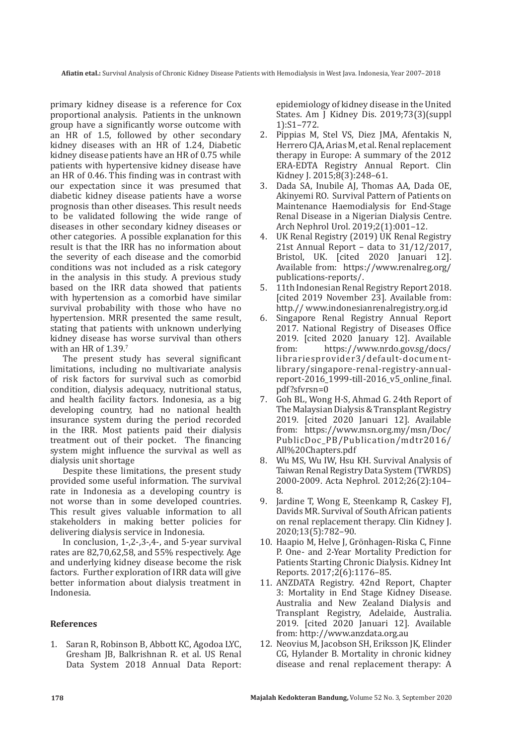primary kidney disease is a reference for Cox proportional analysis. Patients in the unknown group have a significantly worse outcome with an HR of 1.5, followed by other secondary kidney diseases with an HR of 1.24, Diabetic kidney disease patients have an HR of 0.75 while patients with hypertensive kidney disease have an HR of 0.46. This finding was in contrast with our expectation since it was presumed that diabetic kidney disease patients have a worse prognosis than other diseases. This result needs to be validated following the wide range of diseases in other secondary kidney diseases or other categories. A possible explanation for this result is that the IRR has no information about the severity of each disease and the comorbid conditions was not included as a risk category in the analysis in this study. A previous study based on the IRR data showed that patients with hypertension as a comorbid have similar survival probability with those who have no hypertension. MRR presented the same result, stating that patients with unknown underlying kidney disease has worse survival than others with an HR of 1.39.[7]

The present study has several significant limitations, including no multivariate analysis of risk factors for survival such as comorbid condition, dialysis adequacy, nutritional status, and health facility factors. Indonesia, as a big developing country, had no national health insurance system during the period recorded in the IRR. Most patients paid their dialysis treatment out of their pocket. The financing system might influence the survival as well as dialysis unit shortage

Despite these limitations, the present study provided some useful information. The survival rate in Indonesia as a developing country is not worse than in some developed countries. This result gives valuable information to all stakeholders in making better policies for delivering dialysis service in Indonesia.

In conclusion, 1-,2-,3-,4-, and 5-year survival rates are 82,70,62,58, and 55% respectively. Age and underlying kidney disease become the risk factors. Further exploration of IRR data will give better information about dialysis treatment in Indonesia.

## References

1. Saran R, Robinson B, Abbott KC, Agodoa LYC, Gresham JB, Balkrishnan R. et al. US Renal Data System 2018 Annual Data Report: epidemiology of kidney disease in the United States. Am J Kidney Dis. 2019;73(3)(suppl 1):S1–772.
2. Pippias M, Stel VS, Diez JMA, Afentakis N, Herrero CJA, Arias M, et al. Renal replacement therapy in Europe: A summary of the 2012 ERA-EDTA Registry Annual Report. Clin Kidney J. 2015;8(3):248–61.
3. Dada SA, Inubile AJ, Thomas AA, Dada OE, Akinyemi RO. Survival Pattern of Patients on Maintenance Haemodialysis for End-Stage Renal Disease in a Nigerian Dialysis Centre. Arch Nephrol Urol. 2019;2(1):001–12.
4. UK Renal Registry (2019) UK Renal Registry 21st Annual Report – data to 31/12/2017, Bristol, UK. [cited 2020 Januari 12]. Available from: https://www.renalreg.org/publications-reports/.
5. 11th Indonesian Renal Registry Report 2018. [cited 2019 November 23]. Available from: http:// www.indonesianrenalregistry.org.id
6. Singapore Renal Registry Annual Report 2017. National Registry of Diseases Office 2019. [cited 2020 January 12]. Available from: https://www.nrdo.gov.sg/docs/librariesprovider3/default-document-library/singapore-renal-registry-annual-report-2016_1999-till-2016_v5_online_final.pdf?sfvrsn=0
7. Goh BL, Wong H-S, Ahmad G. 24th Report of The Malaysian Dialysis & Transplant Registry 2019. [cited 2020 Januari 12]. Available from: https://www.msn.org.my/msn/Doc/PublicDoc_PB/Publication/mdtr2016/All%20Chapters.pdf
8. Wu MS, Wu IW, Hsu KH. Survival Analysis of Taiwan Renal Registry Data System (TWRDS) 2000-2009. Acta Nephrol. 2012;26(2):104–8.
9. Jardine T, Wong E, Steenkamp R, Caskey FJ, Davids MR. Survival of South African patients on renal replacement therapy. Clin Kidney J. 2020;13(5):782–90.
10. Haapio M, Helve J, Grönhagen-Riska C, Finne P. One- and 2-Year Mortality Prediction for Patients Starting Chronic Dialysis. Kidney Int Reports. 2017;2(6):1176–85.
11. ANZDATA Registry. 42nd Report, Chapter 3: Mortality in End Stage Kidney Disease. Australia and New Zealand Dialysis and Transplant Registry, Adelaide, Australia. 2019. [cited 2020 Januari 12]. Available from: http://www.anzdata.org.au
12. Neovius M, Jacobson SH, Eriksson JK, Elinder CG, Hylander B. Mortality in chronic kidney disease and renal replacement therapy: A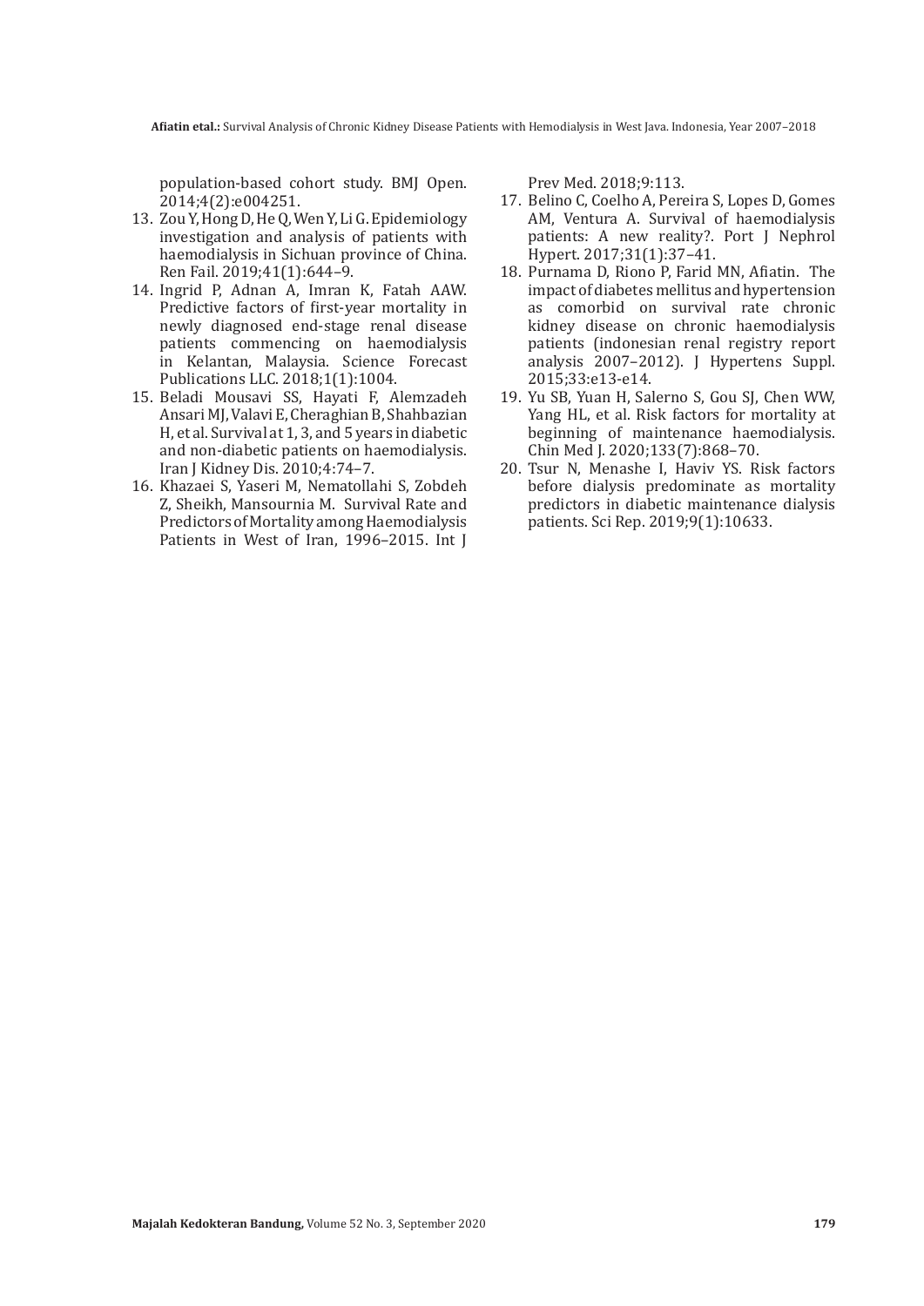population-based cohort study. BMJ Open. 2014;4(2):e004251.

13. Zou Y, Hong D, He Q, Wen Y, Li G. Epidemiology investigation and analysis of patients with haemodialysis in Sichuan province of China. Ren Fail. 2019;41(1):644–9.
14. Ingrid P, Adnan A, Imran K, Fatah AAW. Predictive factors of first-year mortality in newly diagnosed end-stage renal disease patients commencing on haemodialysis in Kelantan, Malaysia. Science Forecast Publications LLC. 2018;1(1):1004.
15. Beladi Mousavi SS, Hayati F, Alemzadeh Ansari MJ, Valavi E, Cheraghian B, Shahbazian H, et al. Survival at 1, 3, and 5 years in diabetic and non-diabetic patients on haemodialysis. Iran J Kidney Dis. 2010;4:74–7.
16. Khazaei S, Yaseri M, Nematollahi S, Zobdeh Z, Sheikh, Mansournia M. Survival Rate and Predictors of Mortality among Haemodialysis Patients in West of Iran, 1996–2015. Int J Prev Med. 2018;9:113.
17. Belino C, Coelho A, Pereira S, Lopes D, Gomes AM, Ventura A. Survival of haemodialysis patients: A new reality?. Port J Nephrol Hypert. 2017;31(1):37–41.
18. Purnama D, Riono P, Farid MN, Afiatin. The impact of diabetes mellitus and hypertension as comorbid on survival rate chronic kidney disease on chronic haemodialysis patients (indonesian renal registry report analysis 2007–2012). J Hypertens Suppl. 2015;33:e13-e14.
19. Yu SB, Yuan H, Salerno S, Gou SJ, Chen WW, Yang HL, et al. Risk factors for mortality at beginning of maintenance haemodialysis. Chin Med J. 2020;133(7):868–70.
20. Tsur N, Menashe I, Haviv YS. Risk factors before dialysis predominate as mortality predictors in diabetic maintenance dialysis patients. Sci Rep. 2019;9(1):10633.